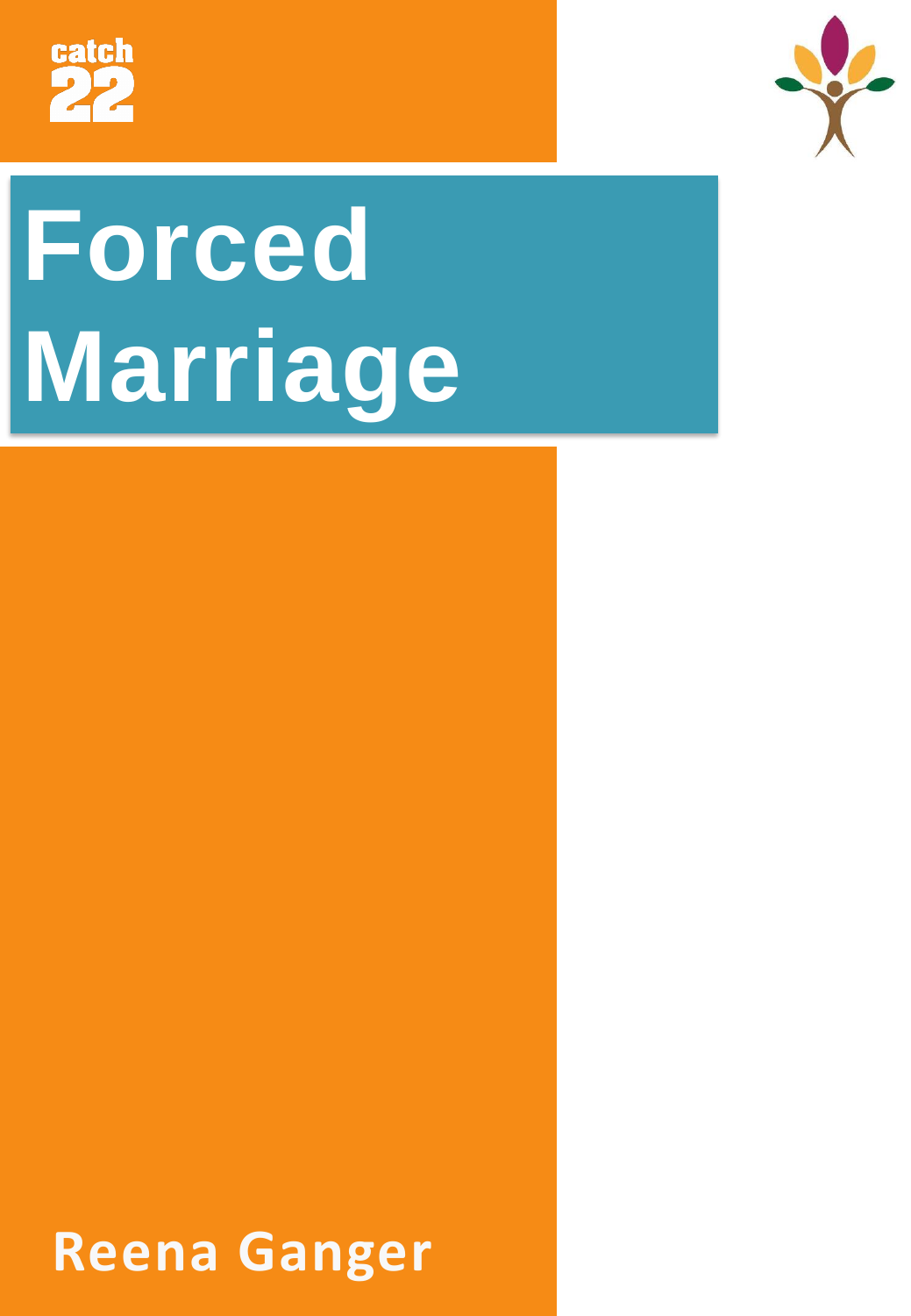catch 22

# Forced Marriage

**Reena Ganger**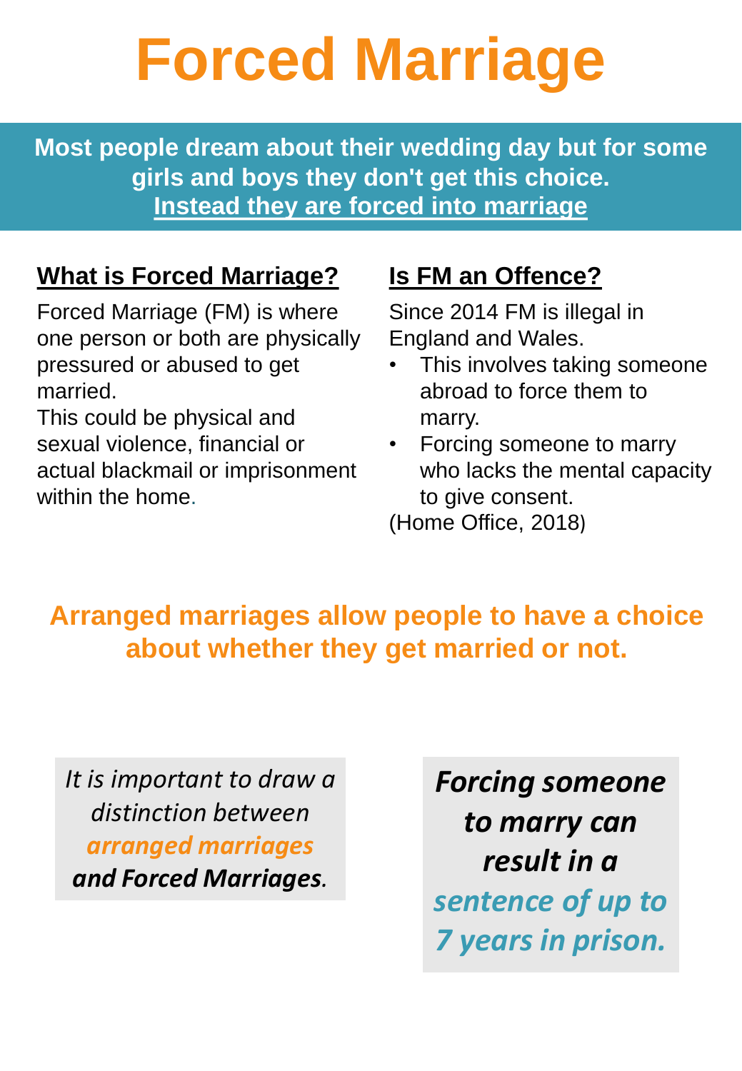# Forced Marriage

**Most people dream about their wedding day but for some girls and boys they don't get this choice.**
**Instead they are forced into marriage**

## What is Forced Marriage?

Forced Marriage (FM) is where one person or both are physically pressured or abused to get married.
This could be physical and sexual violence, financial or actual blackmail or imprisonment within the home.

## Is FM an Offence?

Since 2014 FM is illegal in England and Wales.

- This involves taking someone abroad to force them to marry.
- Forcing someone to marry who lacks the mental capacity to give consent.

(Home Office, 2018)

**Arranged marriages allow people to have a choice about whether they get married or not.**

*It is important to draw a distinction between* ***arranged marriages and Forced Marriages.***

***Forcing someone to marry can result in a sentence of up to 7 years in prison.***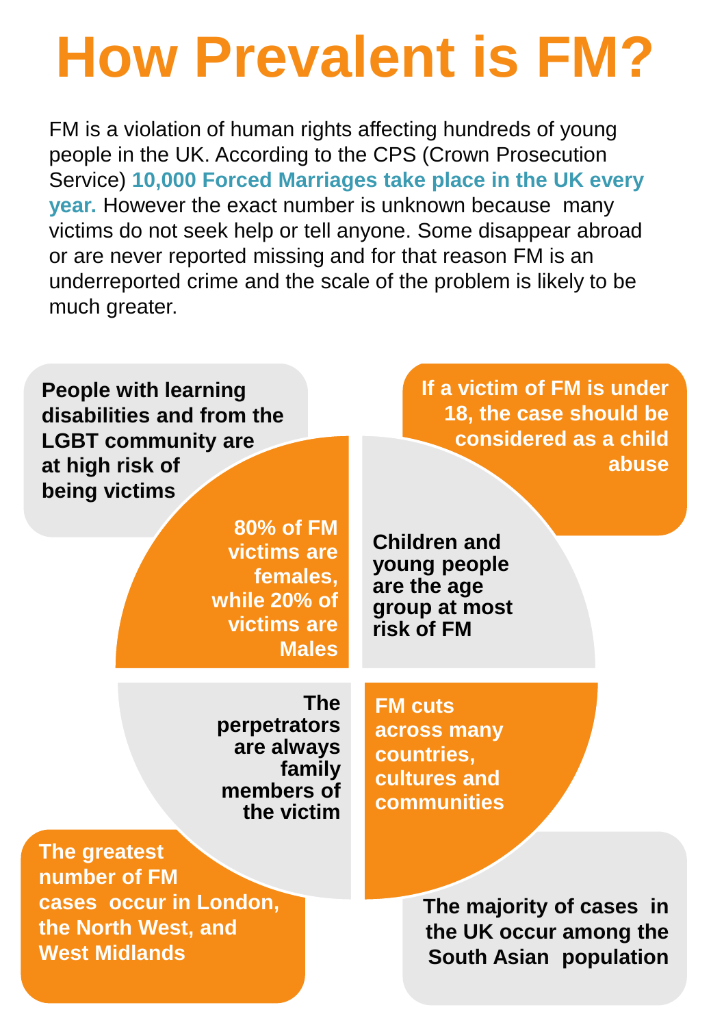# How Prevalent is FM?

FM is a violation of human rights affecting hundreds of young people in the UK. According to the CPS (Crown Prosecution Service) **10,000 Forced Marriages take place in the UK every year.** However the exact number is unknown because many victims do not seek help or tell anyone. Some disappear abroad or are never reported missing and for that reason FM is an underreported crime and the scale of the problem is likely to be much greater.

**People with learning disabilities and from the LGBT community are at high risk of being victims**

**If a victim of FM is under 18, the case should be considered as a child abuse**

**80% of FM victims are females, while 20% of victims are Males**

**Children and young people are the age group at most risk of FM**

**The perpetrators are always family members of the victim**

**FM cuts across many countries, cultures and communities**

**The greatest number of FM cases occur in London, the North West, and West Midlands**

**The majority of cases in the UK occur among the South Asian population**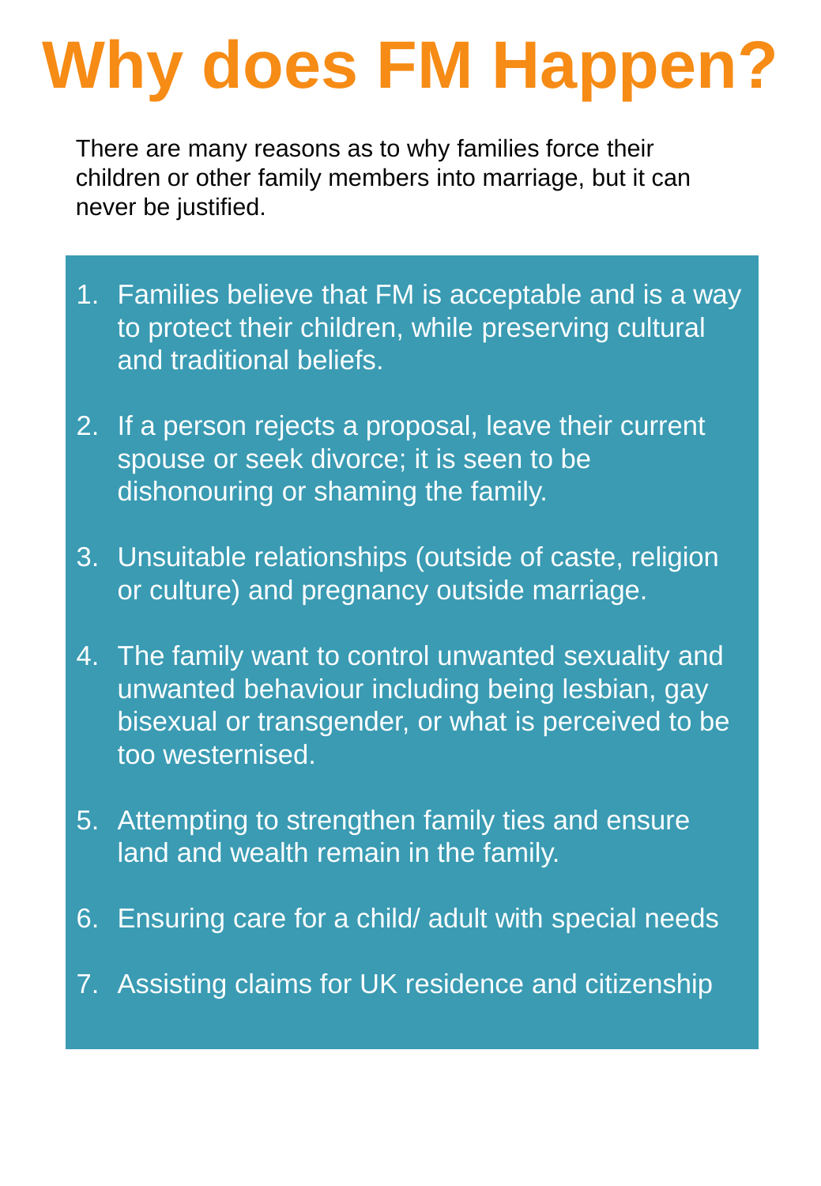# Why does FM Happen?

There are many reasons as to why families force their children or other family members into marriage, but it can never be justified.

1. Families believe that FM is acceptable and is a way to protect their children, while preserving cultural and traditional beliefs.
2. If a person rejects a proposal, leave their current spouse or seek divorce; it is seen to be dishonouring or shaming the family.
3. Unsuitable relationships (outside of caste, religion or culture) and pregnancy outside marriage.
4. The family want to control unwanted sexuality and unwanted behaviour including being lesbian, gay bisexual or transgender, or what is perceived to be too westernised.
5. Attempting to strengthen family ties and ensure land and wealth remain in the family.
6. Ensuring care for a child/ adult with special needs
7. Assisting claims for UK residence and citizenship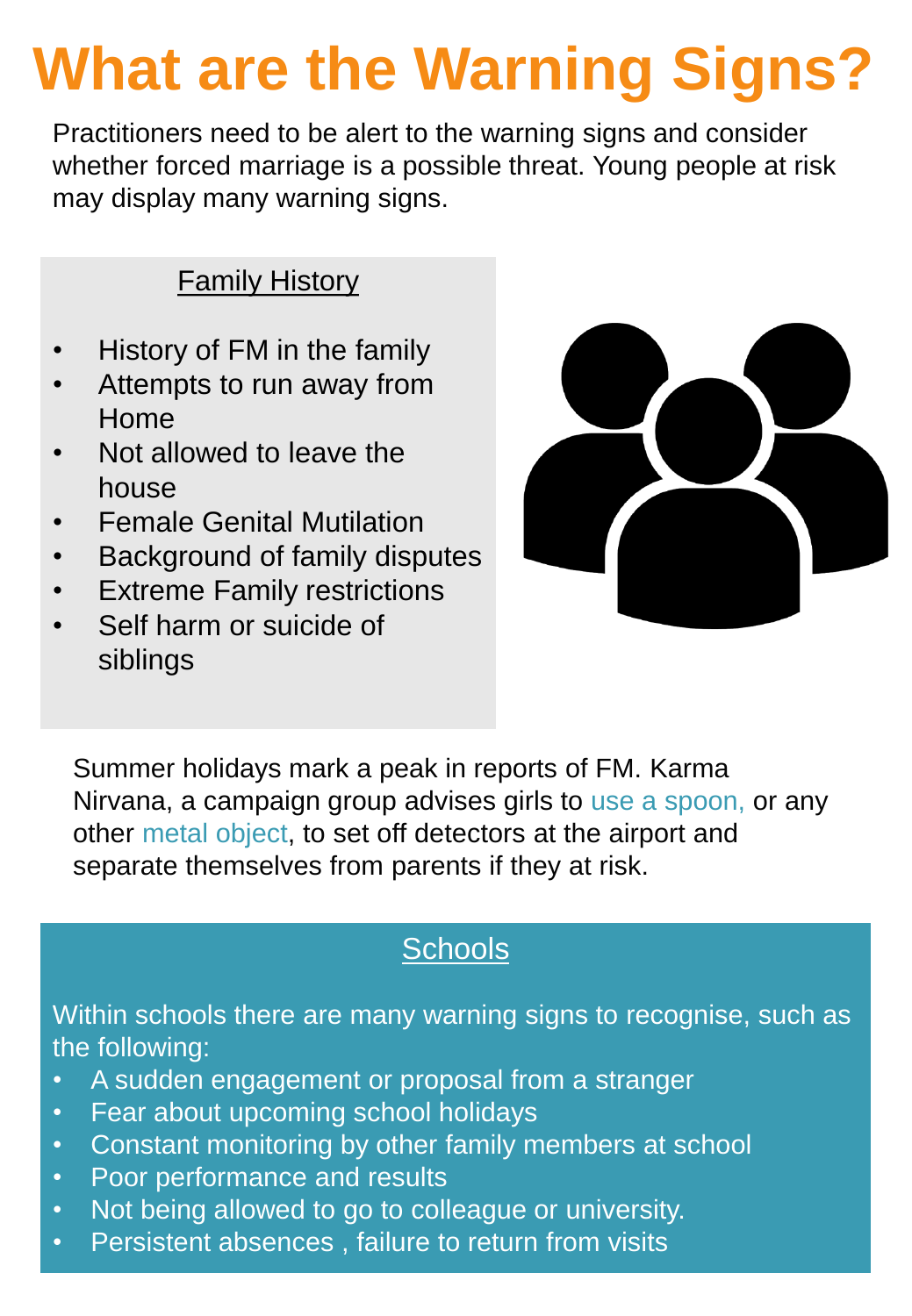# What are the Warning Signs?

Practitioners need to be alert to the warning signs and consider whether forced marriage is a possible threat. Young people at risk may display many warning signs.

## Family History

- History of FM in the family
- Attempts to run away from Home
- Not allowed to leave the house
- Female Genital Mutilation
- Background of family disputes
- Extreme Family restrictions
- Self harm or suicide of siblings

Summer holidays mark a peak in reports of FM. Karma Nirvana, a campaign group advises girls to use a spoon, or any other metal object, to set off detectors at the airport and separate themselves from parents if they at risk.

## Schools

Within schools there are many warning signs to recognise, such as the following:

- A sudden engagement or proposal from a stranger
- Fear about upcoming school holidays
- Constant monitoring by other family members at school
- Poor performance and results
- Not being allowed to go to colleague or university.
- Persistent absences , failure to return from visits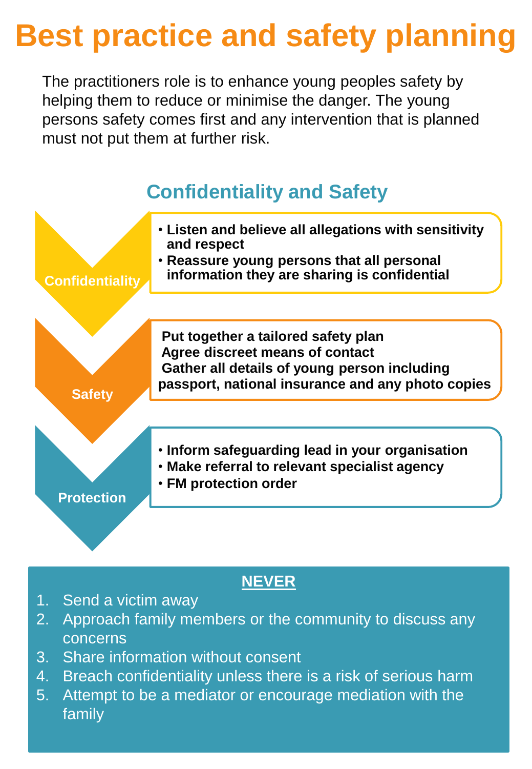# Best practice and safety planning

The practitioners role is to enhance young peoples safety by helping them to reduce or minimise the danger. The young persons safety comes first and any intervention that is planned must not put them at further risk.

## Confidentiality and Safety

### Confidentiality

- **Listen and believe all allegations with sensitivity and respect**
- **Reassure young persons that all personal information they are sharing is confidential**

### Safety

**Put together a tailored safety plan**
**Agree discreet means of contact**
**Gather all details of young person including passport, national insurance and any photo copies**

### Protection

- **Inform safeguarding lead in your organisation**
- **Make referral to relevant specialist agency**
- **FM protection order**

## NEVER

1. Send a victim away
2. Approach family members or the community to discuss any concerns
3. Share information without consent
4. Breach confidentiality unless there is a risk of serious harm
5. Attempt to be a mediator or encourage mediation with the family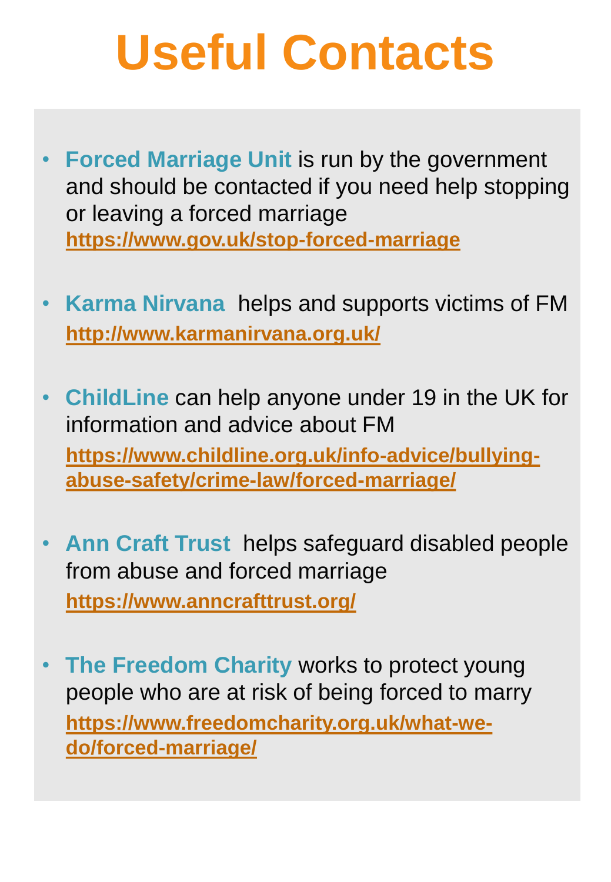# Useful Contacts

- **Forced Marriage Unit** is run by the government and should be contacted if you need help stopping or leaving a forced marriage
  https://www.gov.uk/stop-forced-marriage

- **Karma Nirvana** helps and supports victims of FM
  http://www.karmanirvana.org.uk/

- **ChildLine** can help anyone under 19 in the UK for information and advice about FM
  https://www.childline.org.uk/info-advice/bullying-abuse-safety/crime-law/forced-marriage/

- **Ann Craft Trust** helps safeguard disabled people from abuse and forced marriage
  https://www.anncrafttrust.org/

- **The Freedom Charity** works to protect young people who are at risk of being forced to marry
  https://www.freedomcharity.org.uk/what-we-do/forced-marriage/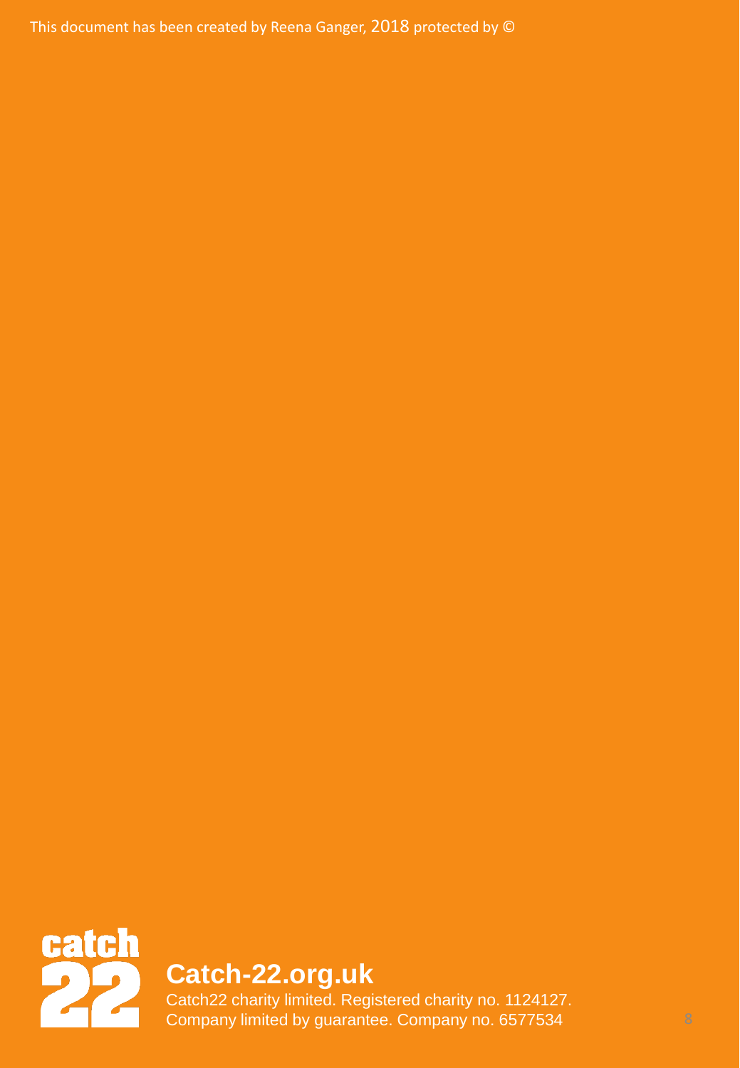This document has been created by Reena Ganger, 2018 protected by ©

catch 22

**Catch-22.org.uk**

Catch22 charity limited. Registered charity no. 1124127.
Company limited by guarantee. Company no. 6577534